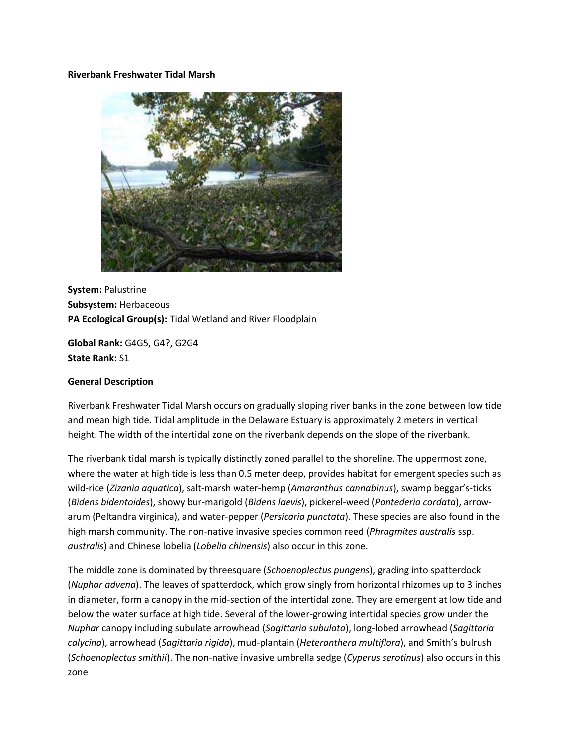**Riverbank Freshwater Tidal Marsh**

**System:** Palustrine
**Subsystem:** Herbaceous
**PA Ecological Group(s):** Tidal Wetland and River Floodplain

**Global Rank:** G4G5, G4?, G2G4
**State Rank:** S1

**General Description**

Riverbank Freshwater Tidal Marsh occurs on gradually sloping river banks in the zone between low tide and mean high tide. Tidal amplitude in the Delaware Estuary is approximately 2 meters in vertical height. The width of the intertidal zone on the riverbank depends on the slope of the riverbank.

The riverbank tidal marsh is typically distinctly zoned parallel to the shoreline. The uppermost zone, where the water at high tide is less than 0.5 meter deep, provides habitat for emergent species such as wild-rice (*Zizania aquatica*), salt-marsh water-hemp (*Amaranthus cannabinus*), swamp beggar's-ticks (*Bidens bidentoides*), showy bur-marigold (*Bidens laevis*), pickerel-weed (*Pontederia cordata*), arrow-arum (Peltandra virginica), and water-pepper (*Persicaria punctata*). These species are also found in the high marsh community. The non-native invasive species common reed (*Phragmites australis* ssp. *australis*) and Chinese lobelia (*Lobelia chinensis*) also occur in this zone.

The middle zone is dominated by threesquare (*Schoenoplectus pungens*), grading into spatterdock (*Nuphar advena*). The leaves of spatterdock, which grow singly from horizontal rhizomes up to 3 inches in diameter, form a canopy in the mid-section of the intertidal zone. They are emergent at low tide and below the water surface at high tide. Several of the lower-growing intertidal species grow under the *Nuphar* canopy including subulate arrowhead (*Sagittaria subulata*), long-lobed arrowhead (*Sagittaria calycina*), arrowhead (*Sagittaria rigida*), mud-plantain (*Heteranthera multiflora*), and Smith's bulrush (*Schoenoplectus smithii*). The non-native invasive umbrella sedge (*Cyperus serotinus*) also occurs in this zone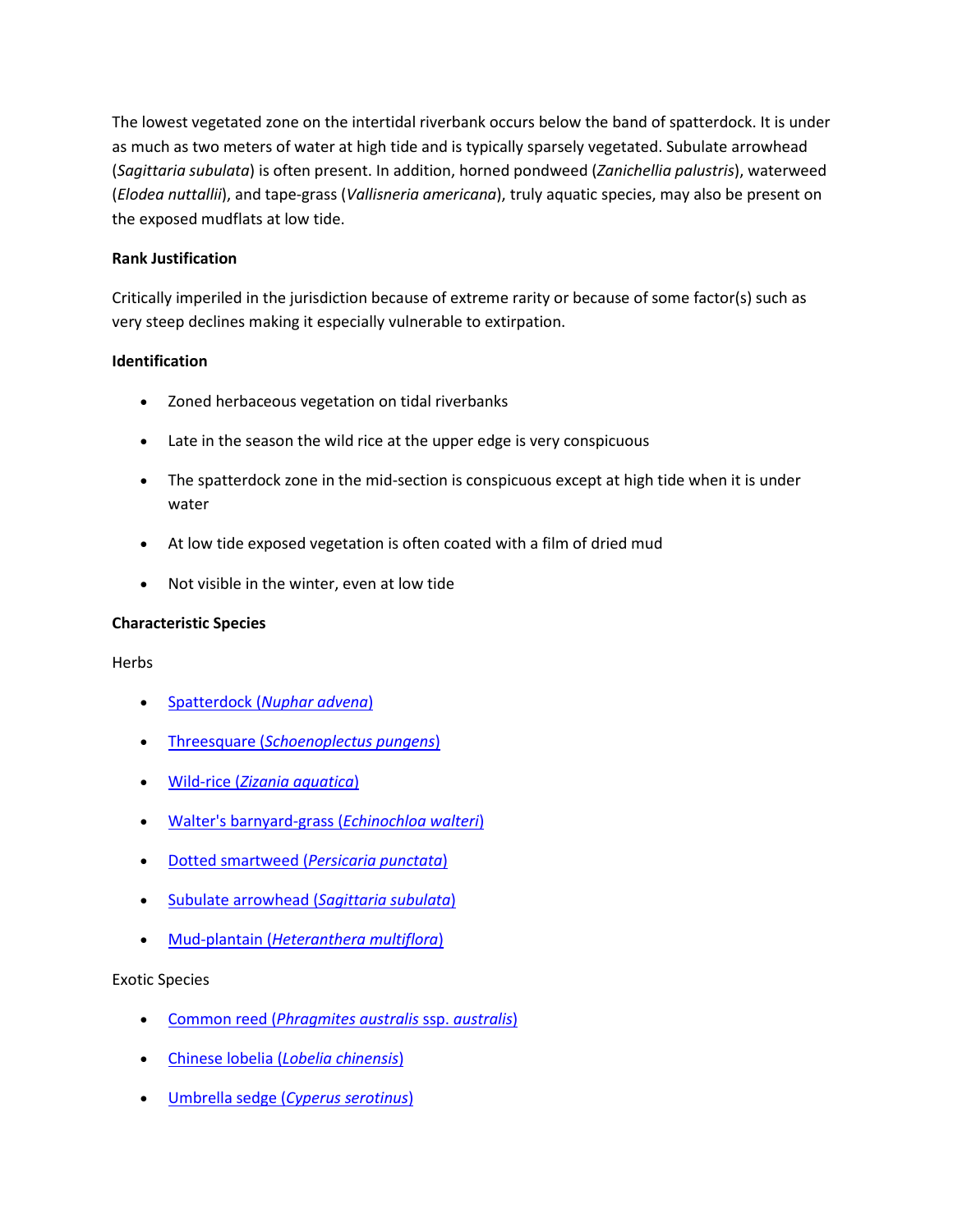The lowest vegetated zone on the intertidal riverbank occurs below the band of spatterdock. It is under as much as two meters of water at high tide and is typically sparsely vegetated. Subulate arrowhead (*Sagittaria subulata*) is often present. In addition, horned pondweed (*Zanichellia palustris*), waterweed (*Elodea nuttallii*), and tape-grass (*Vallisneria americana*), truly aquatic species, may also be present on the exposed mudflats at low tide.

**Rank Justification**

Critically imperiled in the jurisdiction because of extreme rarity or because of some factor(s) such as very steep declines making it especially vulnerable to extirpation.

**Identification**

- Zoned herbaceous vegetation on tidal riverbanks
- Late in the season the wild rice at the upper edge is very conspicuous
- The spatterdock zone in the mid-section is conspicuous except at high tide when it is under water
- At low tide exposed vegetation is often coated with a film of dried mud
- Not visible in the winter, even at low tide

**Characteristic Species**

Herbs

- Spatterdock (*Nuphar advena*)
- Threesquare (*Schoenoplectus pungens*)
- Wild-rice (*Zizania aquatica*)
- Walter's barnyard-grass (*Echinochloa walteri*)
- Dotted smartweed (*Persicaria punctata*)
- Subulate arrowhead (*Sagittaria subulata*)
- Mud-plantain (*Heteranthera multiflora*)

Exotic Species

- Common reed (*Phragmites australis* ssp. *australis*)
- Chinese lobelia (*Lobelia chinensis*)
- Umbrella sedge (*Cyperus serotinus*)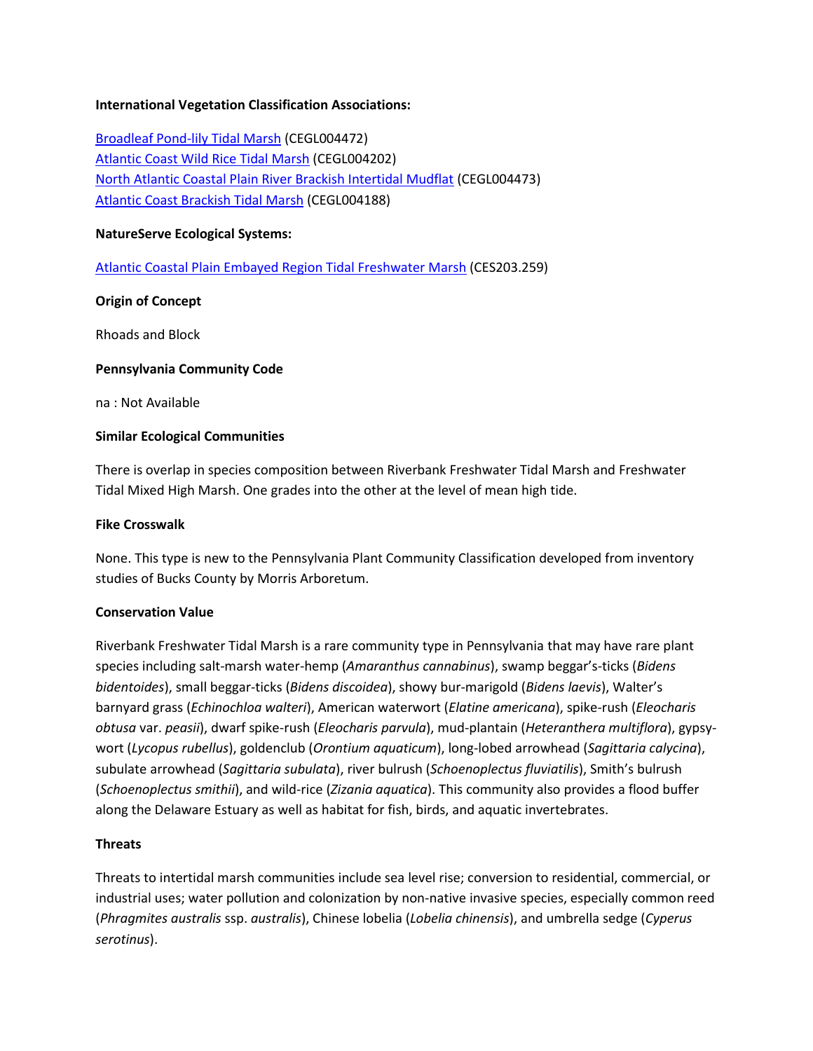**International Vegetation Classification Associations:**

[Broadleaf Pond-lily Tidal Marsh](#) (CEGL004472)
[Atlantic Coast Wild Rice Tidal Marsh](#) (CEGL004202)
[North Atlantic Coastal Plain River Brackish Intertidal Mudflat](#) (CEGL004473)
[Atlantic Coast Brackish Tidal Marsh](#) (CEGL004188)

**NatureServe Ecological Systems:**

[Atlantic Coastal Plain Embayed Region Tidal Freshwater Marsh](#) (CES203.259)

**Origin of Concept**

Rhoads and Block

**Pennsylvania Community Code**

na : Not Available

**Similar Ecological Communities**

There is overlap in species composition between Riverbank Freshwater Tidal Marsh and Freshwater Tidal Mixed High Marsh. One grades into the other at the level of mean high tide.

**Fike Crosswalk**

None. This type is new to the Pennsylvania Plant Community Classification developed from inventory studies of Bucks County by Morris Arboretum.

**Conservation Value**

Riverbank Freshwater Tidal Marsh is a rare community type in Pennsylvania that may have rare plant species including salt-marsh water-hemp (*Amaranthus cannabinus*), swamp beggar's-ticks (*Bidens bidentoides*), small beggar-ticks (*Bidens discoidea*), showy bur-marigold (*Bidens laevis*), Walter's barnyard grass (*Echinochloa walteri*), American waterwort (*Elatine americana*), spike-rush (*Eleocharis obtusa* var. *peasii*), dwarf spike-rush (*Eleocharis parvula*), mud-plantain (*Heteranthera multiflora*), gypsy-wort (*Lycopus rubellus*), goldenclub (*Orontium aquaticum*), long-lobed arrowhead (*Sagittaria calycina*), subulate arrowhead (*Sagittaria subulata*), river bulrush (*Schoenoplectus fluviatilis*), Smith's bulrush (*Schoenoplectus smithii*), and wild-rice (*Zizania aquatica*). This community also provides a flood buffer along the Delaware Estuary as well as habitat for fish, birds, and aquatic invertebrates.

**Threats**

Threats to intertidal marsh communities include sea level rise; conversion to residential, commercial, or industrial uses; water pollution and colonization by non-native invasive species, especially common reed (*Phragmites australis* ssp. *australis*), Chinese lobelia (*Lobelia chinensis*), and umbrella sedge (*Cyperus serotinus*).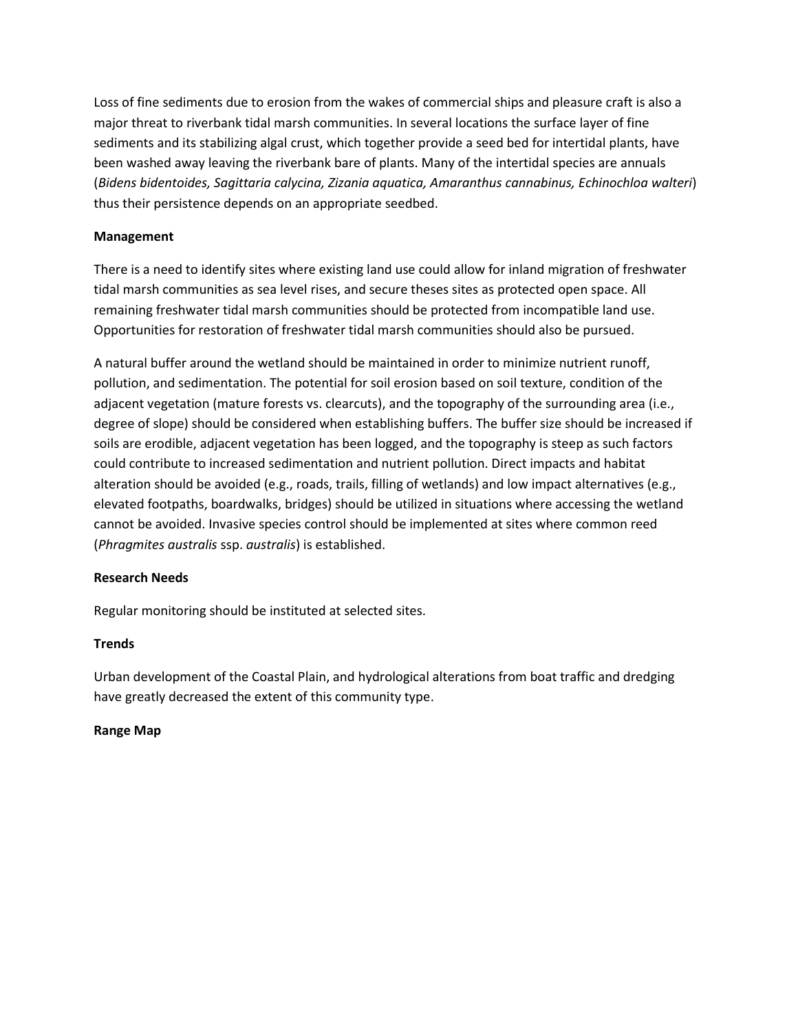Loss of fine sediments due to erosion from the wakes of commercial ships and pleasure craft is also a major threat to riverbank tidal marsh communities. In several locations the surface layer of fine sediments and its stabilizing algal crust, which together provide a seed bed for intertidal plants, have been washed away leaving the riverbank bare of plants. Many of the intertidal species are annuals (*Bidens bidentoides, Sagittaria calycina, Zizania aquatica, Amaranthus cannabinus, Echinochloa walteri*) thus their persistence depends on an appropriate seedbed.

**Management**

There is a need to identify sites where existing land use could allow for inland migration of freshwater tidal marsh communities as sea level rises, and secure theses sites as protected open space. All remaining freshwater tidal marsh communities should be protected from incompatible land use. Opportunities for restoration of freshwater tidal marsh communities should also be pursued.

A natural buffer around the wetland should be maintained in order to minimize nutrient runoff, pollution, and sedimentation. The potential for soil erosion based on soil texture, condition of the adjacent vegetation (mature forests vs. clearcuts), and the topography of the surrounding area (i.e., degree of slope) should be considered when establishing buffers. The buffer size should be increased if soils are erodible, adjacent vegetation has been logged, and the topography is steep as such factors could contribute to increased sedimentation and nutrient pollution. Direct impacts and habitat alteration should be avoided (e.g., roads, trails, filling of wetlands) and low impact alternatives (e.g., elevated footpaths, boardwalks, bridges) should be utilized in situations where accessing the wetland cannot be avoided. Invasive species control should be implemented at sites where common reed (*Phragmites australis* ssp. *australis*) is established.

**Research Needs**

Regular monitoring should be instituted at selected sites.

**Trends**

Urban development of the Coastal Plain, and hydrological alterations from boat traffic and dredging have greatly decreased the extent of this community type.

**Range Map**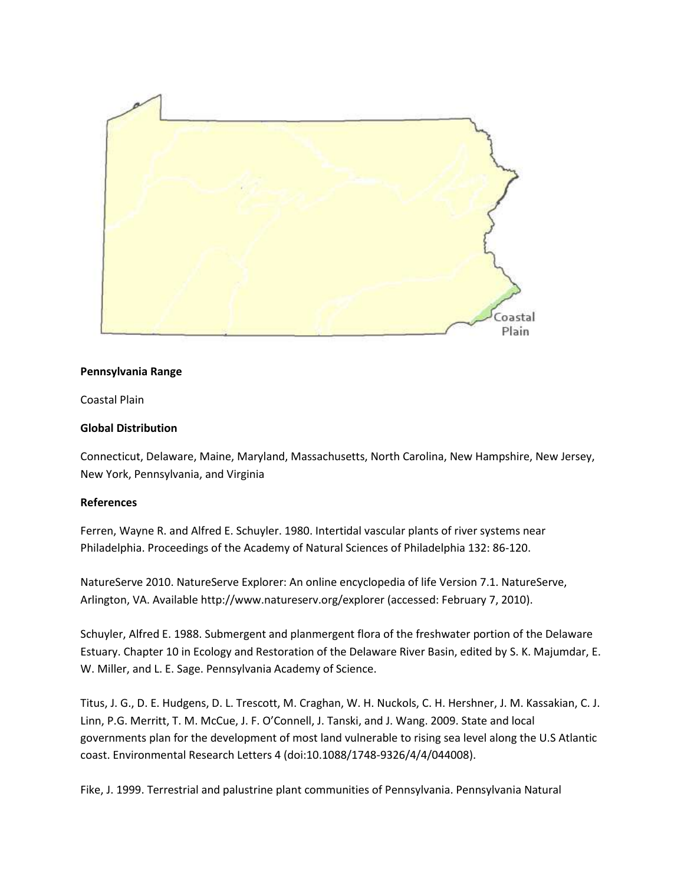**Pennsylvania Range**

Coastal Plain

**Global Distribution**

Connecticut, Delaware, Maine, Maryland, Massachusetts, North Carolina, New Hampshire, New Jersey, New York, Pennsylvania, and Virginia

**References**

Ferren, Wayne R. and Alfred E. Schuyler. 1980. Intertidal vascular plants of river systems near Philadelphia. Proceedings of the Academy of Natural Sciences of Philadelphia 132: 86-120.

NatureServe 2010. NatureServe Explorer: An online encyclopedia of life Version 7.1. NatureServe, Arlington, VA. Available http://www.natureserv.org/explorer (accessed: February 7, 2010).

Schuyler, Alfred E. 1988. Submergent and planmergent flora of the freshwater portion of the Delaware Estuary. Chapter 10 in Ecology and Restoration of the Delaware River Basin, edited by S. K. Majumdar, E. W. Miller, and L. E. Sage. Pennsylvania Academy of Science.

Titus, J. G., D. E. Hudgens, D. L. Trescott, M. Craghan, W. H. Nuckols, C. H. Hershner, J. M. Kassakian, C. J. Linn, P.G. Merritt, T. M. McCue, J. F. O'Connell, J. Tanski, and J. Wang. 2009. State and local governments plan for the development of most land vulnerable to rising sea level along the U.S Atlantic coast. Environmental Research Letters 4 (doi:10.1088/1748-9326/4/4/044008).

Fike, J. 1999. Terrestrial and palustrine plant communities of Pennsylvania. Pennsylvania Natural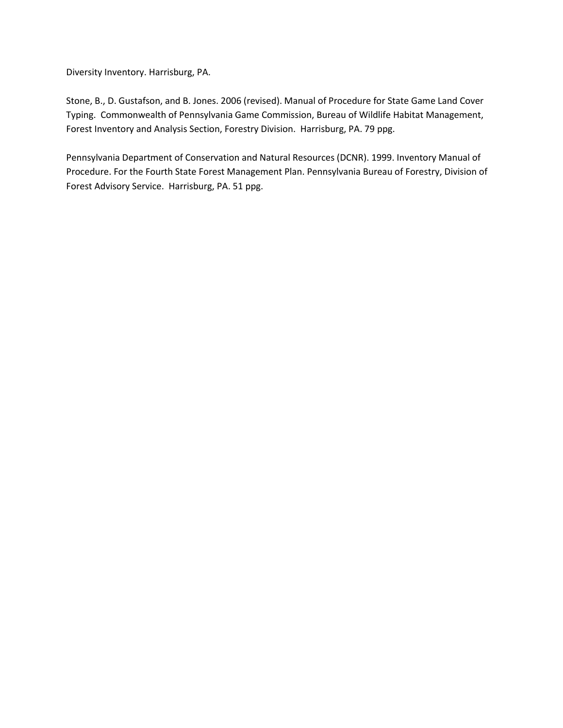Diversity Inventory. Harrisburg, PA.

Stone, B., D. Gustafson, and B. Jones. 2006 (revised). Manual of Procedure for State Game Land Cover Typing. Commonwealth of Pennsylvania Game Commission, Bureau of Wildlife Habitat Management, Forest Inventory and Analysis Section, Forestry Division. Harrisburg, PA. 79 ppg.

Pennsylvania Department of Conservation and Natural Resources (DCNR). 1999. Inventory Manual of Procedure. For the Fourth State Forest Management Plan. Pennsylvania Bureau of Forestry, Division of Forest Advisory Service. Harrisburg, PA. 51 ppg.